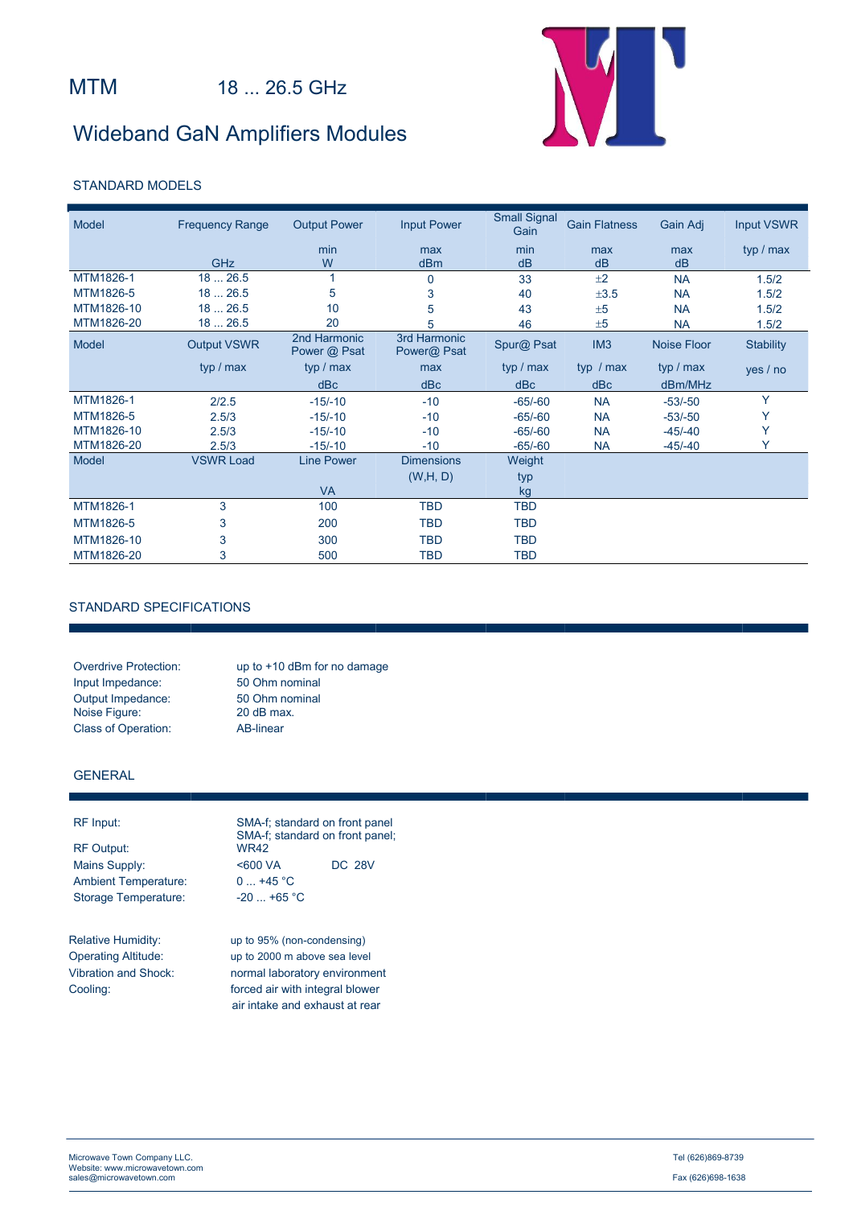# MTM 18 ... 26.5 GHz

## Wideband GaN Amplifiers Modules

### STANDARD MODELS

| Model | Frequency Range | Output Power | Input Power | Small Signal Gain | Gain Flatness | Gain Adj | Input VSWR |
|---|---|---|---|---|---|---|---|
| | | min | max | min | max | max | typ / max |
| | GHz | W | dBm | dB | dB | dB | |
| MTM1826-1 | 18 ... 26.5 | 1 | 0 | 33 | ±2 | NA | 1.5/2 |
| MTM1826-5 | 18 ... 26.5 | 5 | 3 | 40 | ±3.5 | NA | 1.5/2 |
| MTM1826-10 | 18 ... 26.5 | 10 | 5 | 43 | ±5 | NA | 1.5/2 |
| MTM1826-20 | 18 ... 26.5 | 20 | 5 | 46 | ±5 | NA | 1.5/2 |

| Model | Output VSWR | 2nd Harmonic Power @ Psat | 3rd Harmonic Power@ Psat | Spur@ Psat | IM3 | Noise Floor | Stability |
|---|---|---|---|---|---|---|---|
| | typ / max | typ / max | max | typ / max | typ / max | typ / max | yes / no |
| | | dBc | dBc | dBc | dBc | dBm/MHz | |
| MTM1826-1 | 2/2.5 | -15/-10 | -10 | -65/-60 | NA | -53/-50 | Y |
| MTM1826-5 | 2.5/3 | -15/-10 | -10 | -65/-60 | NA | -53/-50 | Y |
| MTM1826-10 | 2.5/3 | -15/-10 | -10 | -65/-60 | NA | -45/-40 | Y |
| MTM1826-20 | 2.5/3 | -15/-10 | -10 | -65/-60 | NA | -45/-40 | Y |

| Model | VSWR Load | Line Power | Dimensions | Weight |
|---|---|---|---|---|
| | | | (W,H, D) | typ |
| | | VA | | kg |
| MTM1826-1 | 3 | 100 | TBD | TBD |
| MTM1826-5 | 3 | 200 | TBD | TBD |
| MTM1826-10 | 3 | 300 | TBD | TBD |
| MTM1826-20 | 3 | 500 | TBD | TBD |

### STANDARD SPECIFICATIONS

| | |
|---|---|
| Overdrive Protection: | up to +10 dBm for no damage |
| Input Impedance: | 50 Ohm nominal |
| Output Impedance: | 50 Ohm nominal |
| Noise Figure: | 20 dB max. |
| Class of Operation: | AB-linear |

### GENERAL

| | |
|---|---|
| RF Input: | SMA-f; standard on front panel |
| RF Output: | SMA-f; standard on front panel; WR42 |
| Mains Supply: | <600 VA DC 28V |
| Ambient Temperature: | 0 ... +45 °C |
| Storage Temperature: | -20 ... +65 °C |

| | |
|---|---|
| Relative Humidity: | up to 95% (non-condensing) |
| Operating Altitude: | up to 2000 m above sea level |
| Vibration and Shock: | normal laboratory environment |
| Cooling: | forced air with integral blower air intake and exhaust at rear |

Microwave Town Company LLC.
Website: www.microwavetown.com
sales@microwavetown.com

Tel (626)869-8739
Fax (626)698-1638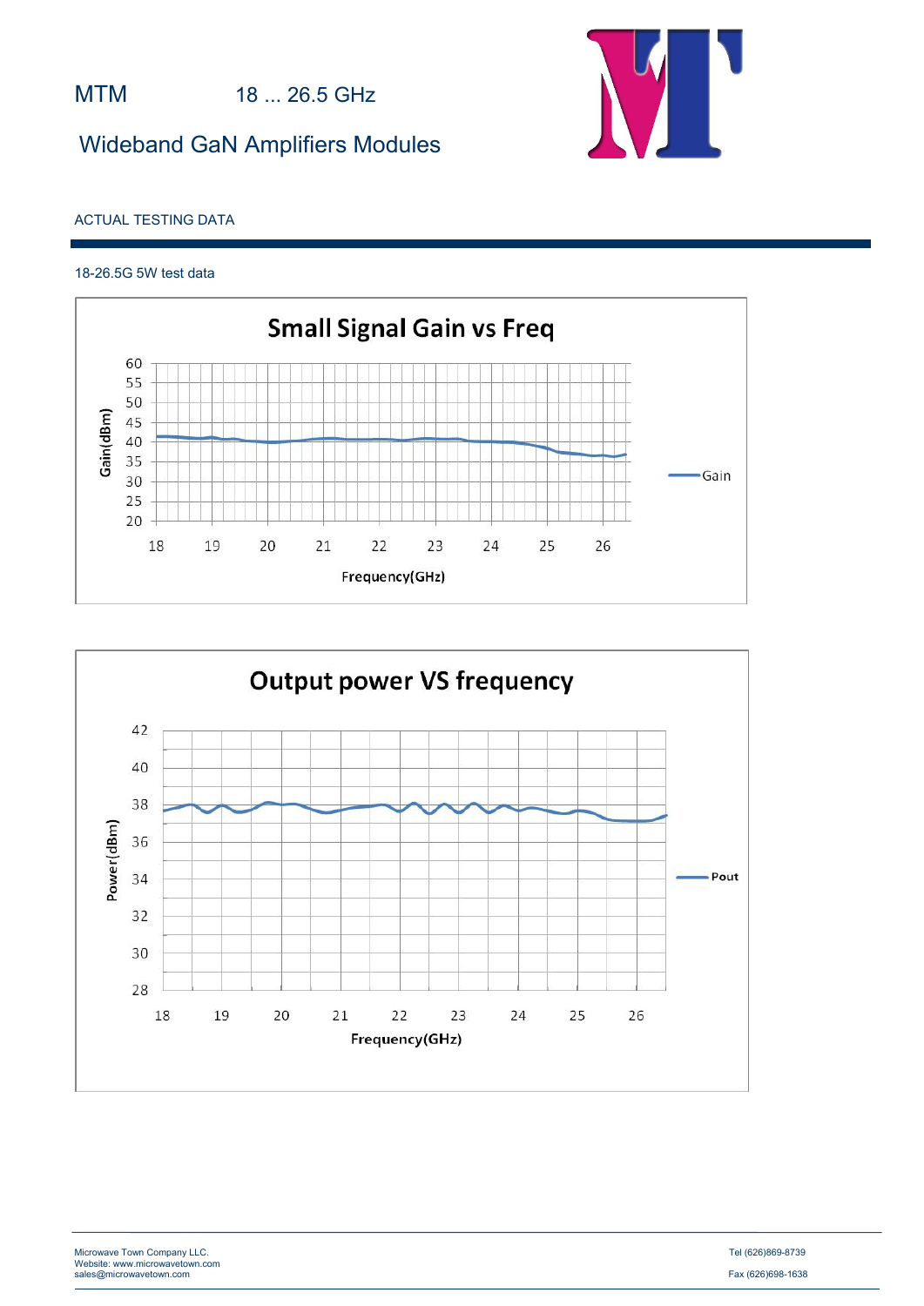MTM 18 ... 26.5 GHz

## Wideband GaN Amplifiers Modules

ACTUAL TESTING DATA

18-26.5G 5W test data

**Small Signal Gain vs Freq**

Gain(dBm)

60
55
50
45
40
35
30
25
20

18 19 20 21 22 23 24 25 26

Frequency(GHz)

Gain

**Output power VS frequency**

Power(dBm)

42
40
38
36
34
32
30
28

18 19 20 21 22 23 24 25 26

Frequency(GHz)

Pout

Microwave Town Company LLC.
Website: www.microwavetown.com
sales@microwavetown.com

Tel (626)869-8739
Fax (626)698-1638